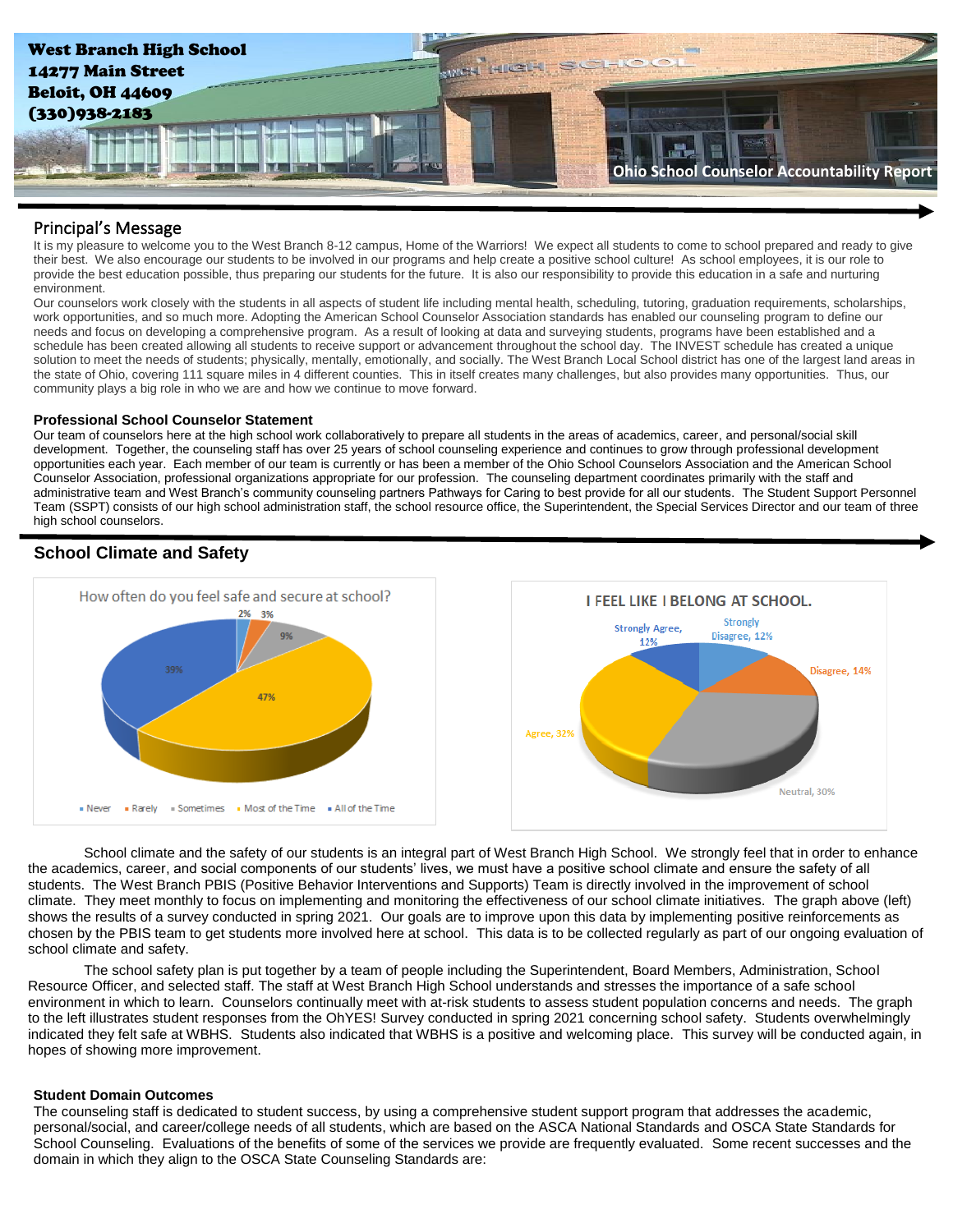**West Branch High School**
**14277 Main Street**
**Beloit, OH 44609**
**(330)938-2183**

**Ohio School Counselor Accountability Report**

## Principal's Message

It is my pleasure to welcome you to the West Branch 8-12 campus, Home of the Warriors! We expect all students to come to school prepared and ready to give their best. We also encourage our students to be involved in our programs and help create a positive school culture! As school employees, it is our role to provide the best education possible, thus preparing our students for the future. It is also our responsibility to provide this education in a safe and nurturing environment.

Our counselors work closely with the students in all aspects of student life including mental health, scheduling, tutoring, graduation requirements, scholarships, work opportunities, and so much more. Adopting the American School Counselor Association standards has enabled our counseling program to define our needs and focus on developing a comprehensive program. As a result of looking at data and surveying students, programs have been established and a schedule has been created allowing all students to receive support or advancement throughout the school day. The INVEST schedule has created a unique solution to meet the needs of students; physically, mentally, emotionally, and socially. The West Branch Local School district has one of the largest land areas in the state of Ohio, covering 111 square miles in 4 different counties. This in itself creates many challenges, but also provides many opportunities. Thus, our community plays a big role in who we are and how we continue to move forward.

### Professional School Counselor Statement

Our team of counselors here at the high school work collaboratively to prepare all students in the areas of academics, career, and personal/social skill development. Together, the counseling staff has over 25 years of school counseling experience and continues to grow through professional development opportunities each year. Each member of our team is currently or has been a member of the Ohio School Counselors Association and the American School Counselor Association, professional organizations appropriate for our profession. The counseling department coordinates primarily with the staff and administrative team and West Branch's community counseling partners Pathways for Caring to best provide for all our students. The Student Support Personnel Team (SSPT) consists of our high school administration staff, the school resource office, the Superintendent, the Special Services Director and our team of three high school counselors.

## School Climate and Safety

**How often do you feel safe and secure at school?**

| Response | Percent |
|---|---|
| Never | 2% |
| Rarely | 3% |
| Sometimes | 9% |
| Most of the Time | 47% |
| All of the Time | 39% |

**I FEEL LIKE I BELONG AT SCHOOL.**

| Response | Percent |
|---|---|
| Strongly Agree | 12% |
| Agree | 32% |
| Neutral | 30% |
| Disagree | 14% |
| Strongly Disagree | 12% |

School climate and the safety of our students is an integral part of West Branch High School. We strongly feel that in order to enhance the academics, career, and social components of our students' lives, we must have a positive school climate and ensure the safety of all students. The West Branch PBIS (Positive Behavior Interventions and Supports) Team is directly involved in the improvement of school climate. They meet monthly to focus on implementing and monitoring the effectiveness of our school climate initiatives. The graph above (left) shows the results of a survey conducted in spring 2021. Our goals are to improve upon this data by implementing positive reinforcements as chosen by the PBIS team to get students more involved here at school. This data is to be collected regularly as part of our ongoing evaluation of school climate and safety.

The school safety plan is put together by a team of people including the Superintendent, Board Members, Administration, School Resource Officer, and selected staff. The staff at West Branch High School understands and stresses the importance of a safe school environment in which to learn. Counselors continually meet with at-risk students to assess student population concerns and needs. The graph to the left illustrates student responses from the OhYES! Survey conducted in spring 2021 concerning school safety. Students overwhelmingly indicated they felt safe at WBHS. Students also indicated that WBHS is a positive and welcoming place. This survey will be conducted again, in hopes of showing more improvement.

### Student Domain Outcomes

The counseling staff is dedicated to student success, by using a comprehensive student support program that addresses the academic, personal/social, and career/college needs of all students, which are based on the ASCA National Standards and OSCA State Standards for School Counseling. Evaluations of the benefits of some of the services we provide are frequently evaluated. Some recent successes and the domain in which they align to the OSCA State Counseling Standards are: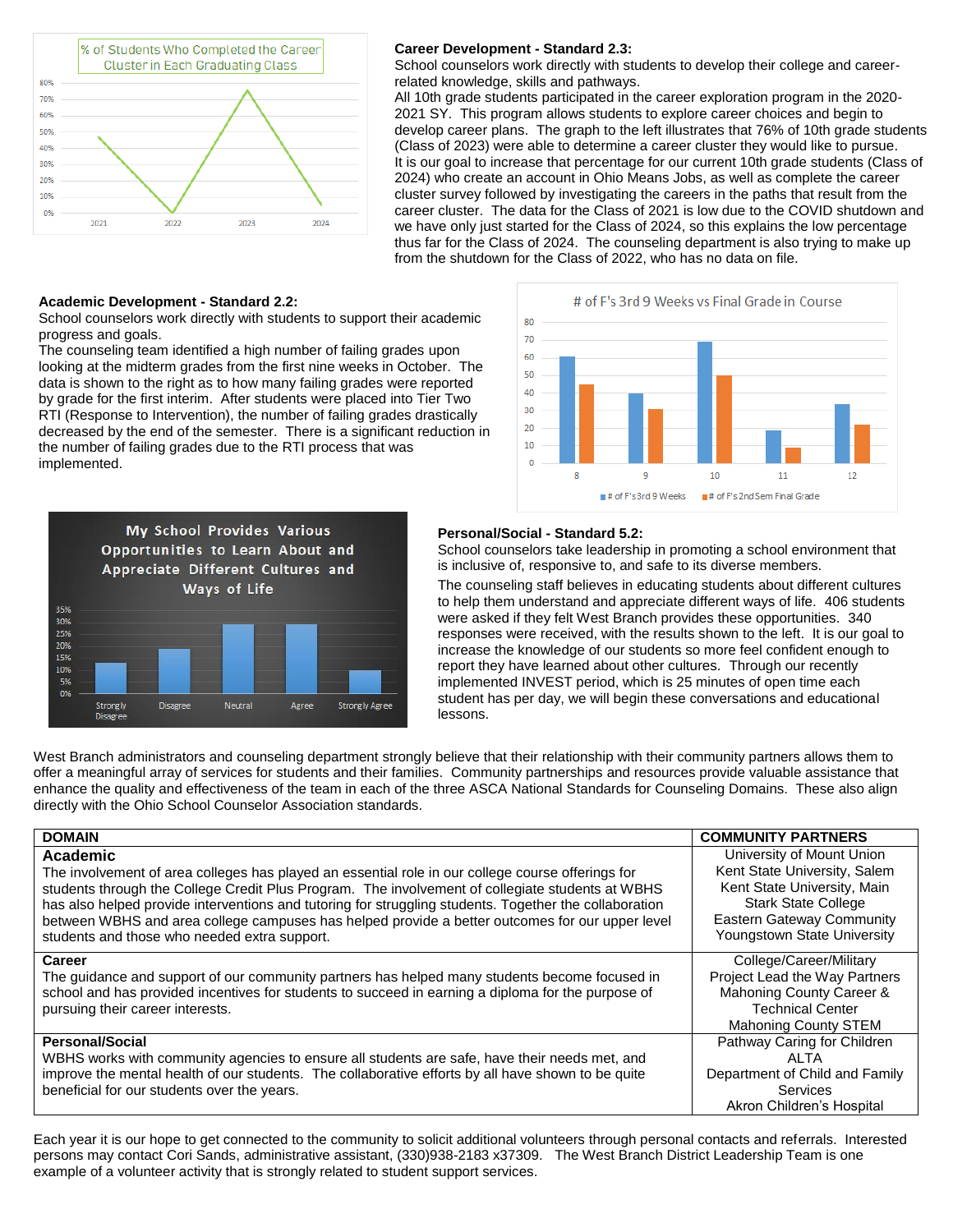% of Students Who Completed the Career Cluster in Each Graduating Class

80%
70%
60%
50%
40%
30%
20%
10%
0%

2021
2022
2023
2024

**Career Development - Standard 2.3:**
School counselors work directly with students to develop their college and career-related knowledge, skills and pathways.
All 10th grade students participated in the career exploration program in the 2020-2021 SY. This program allows students to explore career choices and begin to develop career plans. The graph to the left illustrates that 76% of 10th grade students (Class of 2023) were able to determine a career cluster they would like to pursue.
It is our goal to increase that percentage for our current 10th grade students (Class of 2024) who create an account in Ohio Means Jobs, as well as complete the career cluster survey followed by investigating the careers in the paths that result from the career cluster. The data for the Class of 2021 is low due to the COVID shutdown and we have only just started for the Class of 2024, so this explains the low percentage thus far for the Class of 2024. The counseling department is also trying to make up from the shutdown for the Class of 2022, who has no data on file.

**Academic Development - Standard 2.2:**
School counselors work directly with students to support their academic progress and goals.
The counseling team identified a high number of failing grades upon looking at the midterm grades from the first nine weeks in October. The data is shown to the right as to how many failing grades were reported by grade for the first interim. After students were placed into Tier Two RTI (Response to Intervention), the number of failing grades drastically decreased by the end of the semester. There is a significant reduction in the number of failing grades due to the RTI process that was implemented.

# of F's 3rd 9 Weeks vs Final Grade in Course

80
70
60
50
40
30
20
10
0

8
9
10
11
12

# of F's 3rd 9 Weeks
# of F's 2nd Sem Final Grade

My School Provides Various Opportunities to Learn About and Appreciate Different Cultures and Ways of Life

35%
30%
25%
20%
15%
10%
5%
0%

Strongly Disagree
Disagree
Neutral
Agree
Strongly Agree

**Personal/Social - Standard 5.2:**
School counselors take leadership in promoting a school environment that is inclusive of, responsive to, and safe to its diverse members.

The counseling staff believes in educating students about different cultures to help them understand and appreciate different ways of life. 406 students were asked if they felt West Branch provides these opportunities. 340 responses were received, with the results shown to the left. It is our goal to increase the knowledge of our students so more feel confident enough to report they have learned about other cultures. Through our recently implemented INVEST period, which is 25 minutes of open time each student has per day, we will begin these conversations and educational lessons.

West Branch administrators and counseling department strongly believe that their relationship with their community partners allows them to offer a meaningful array of services for students and their families. Community partnerships and resources provide valuable assistance that enhance the quality and effectiveness of the team in each of the three ASCA National Standards for Counseling Domains. These also align directly with the Ohio School Counselor Association standards.

| DOMAIN | COMMUNITY PARTNERS |
|---|---|
| **Academic**<br>The involvement of area colleges has played an essential role in our college course offerings for students through the College Credit Plus Program. The involvement of collegiate students at WBHS has also helped provide interventions and tutoring for struggling students. Together the collaboration between WBHS and area college campuses has helped provide a better outcomes for our upper level students and those who needed extra support. | University of Mount Union<br>Kent State University, Salem<br>Kent State University, Main<br>Stark State College<br>Eastern Gateway Community<br>Youngstown State University |
| **Career**<br>The guidance and support of our community partners has helped many students become focused in school and has provided incentives for students to succeed in earning a diploma for the purpose of pursuing their career interests. | College/Career/Military<br>Project Lead the Way Partners<br>Mahoning County Career & Technical Center<br>Mahoning County STEM |
| **Personal/Social**<br>WBHS works with community agencies to ensure all students are safe, have their needs met, and improve the mental health of our students. The collaborative efforts by all have shown to be quite beneficial for our students over the years. | Pathway Caring for Children<br>ALTA<br>Department of Child and Family Services<br>Akron Children's Hospital |

Each year it is our hope to get connected to the community to solicit additional volunteers through personal contacts and referrals. Interested persons may contact Cori Sands, administrative assistant, (330)938-2183 x37309. The West Branch District Leadership Team is one example of a volunteer activity that is strongly related to student support services.